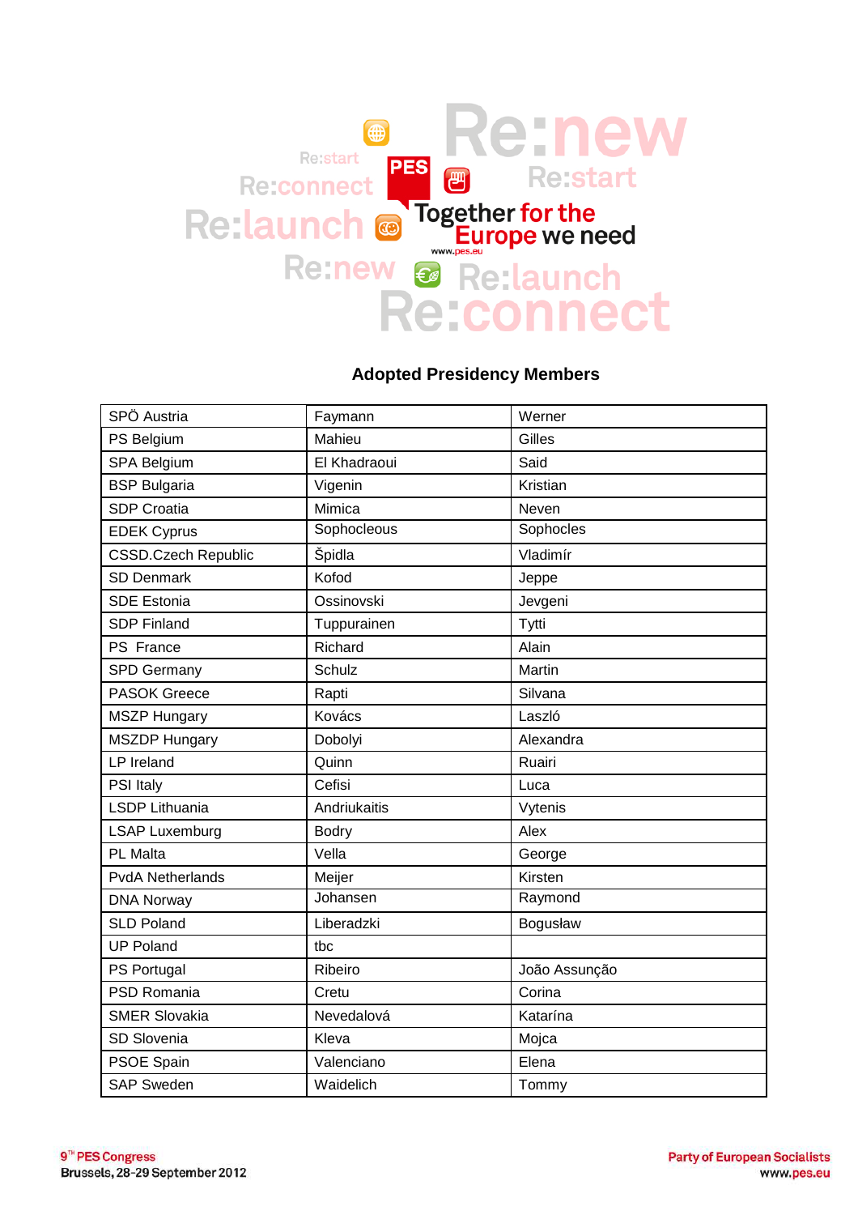Re:new Re:start Re:connect Re:launch Re:new Re:start Re:launch Re:connect

PES

Together for the Europe we need

www.pes.eu

## Adopted Presidency Members

| SPÖ Austria | Faymann | Werner |
|---|---|---|
| PS Belgium | Mahieu | Gilles |
| SPA Belgium | El Khadraoui | Said |
| BSP Bulgaria | Vigenin | Kristian |
| SDP Croatia | Mimica | Neven |
| EDEK Cyprus | Sophocleous | Sophocles |
| CSSD.Czech Republic | Špidla | Vladimír |
| SD Denmark | Kofod | Jeppe |
| SDE Estonia | Ossinovski | Jevgeni |
| SDP Finland | Tuppurainen | Tytti |
| PS France | Richard | Alain |
| SPD Germany | Schulz | Martin |
| PASOK Greece | Rapti | Silvana |
| MSZP Hungary | Kovács | Laszló |
| MSZDP Hungary | Dobolyi | Alexandra |
| LP Ireland | Quinn | Ruairi |
| PSI Italy | Cefisi | Luca |
| LSDP Lithuania | Andriukaitis | Vytenis |
| LSAP Luxemburg | Bodry | Alex |
| PL Malta | Vella | George |
| PvdA Netherlands | Meijer | Kirsten |
| DNA Norway | Johansen | Raymond |
| SLD Poland | Liberadzki | Bogusław |
| UP Poland | tbc | |
| PS Portugal | Ribeiro | João Assunção |
| PSD Romania | Cretu | Corina |
| SMER Slovakia | Nevedalová | Katarína |
| SD Slovenia | Kleva | Mojca |
| PSOE Spain | Valenciano | Elena |
| SAP Sweden | Waidelich | Tommy |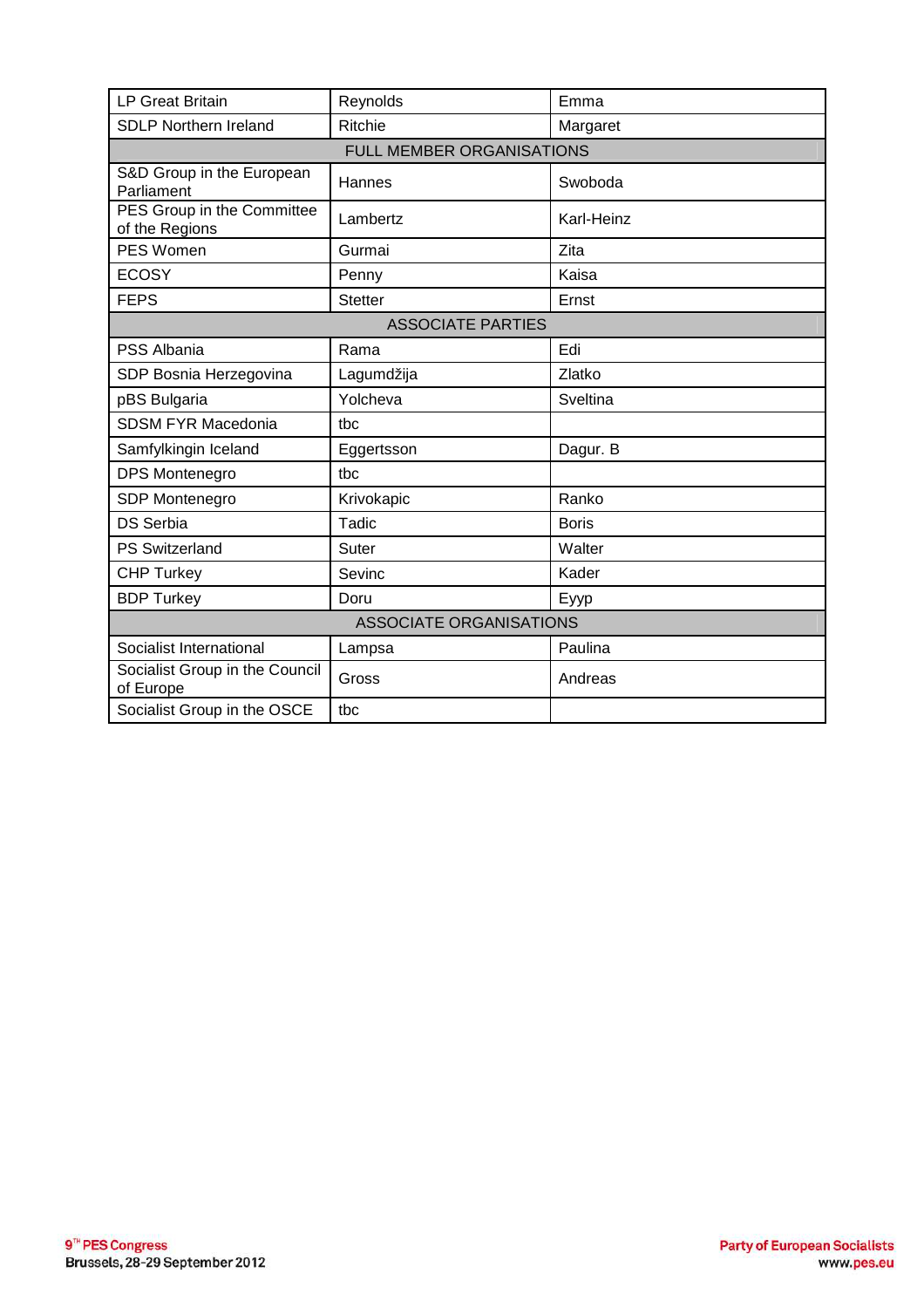| | | |
|---|---|---|
| LP Great Britain | Reynolds | Emma |
| SDLP Northern Ireland | Ritchie | Margaret |
| FULL MEMBER ORGANISATIONS | | |
| S&D Group in the European Parliament | Hannes | Swoboda |
| PES Group in the Committee of the Regions | Lambertz | Karl-Heinz |
| PES Women | Gurmai | Zita |
| ECOSY | Penny | Kaisa |
| FEPS | Stetter | Ernst |
| ASSOCIATE PARTIES | | |
| PSS Albania | Rama | Edi |
| SDP Bosnia Herzegovina | Lagumdžija | Zlatko |
| pBS Bulgaria | Yolcheva | Sveltina |
| SDSM FYR Macedonia | tbc | |
| Samfylkingin Iceland | Eggertsson | Dagur. B |
| DPS Montenegro | tbc | |
| SDP Montenegro | Krivokapic | Ranko |
| DS Serbia | Tadic | Boris |
| PS Switzerland | Suter | Walter |
| CHP Turkey | Sevinc | Kader |
| BDP Turkey | Doru | Eyyp |
| ASSOCIATE ORGANISATIONS | | |
| Socialist International | Lampsa | Paulina |
| Socialist Group in the Council of Europe | Gross | Andreas |
| Socialist Group in the OSCE | tbc | |